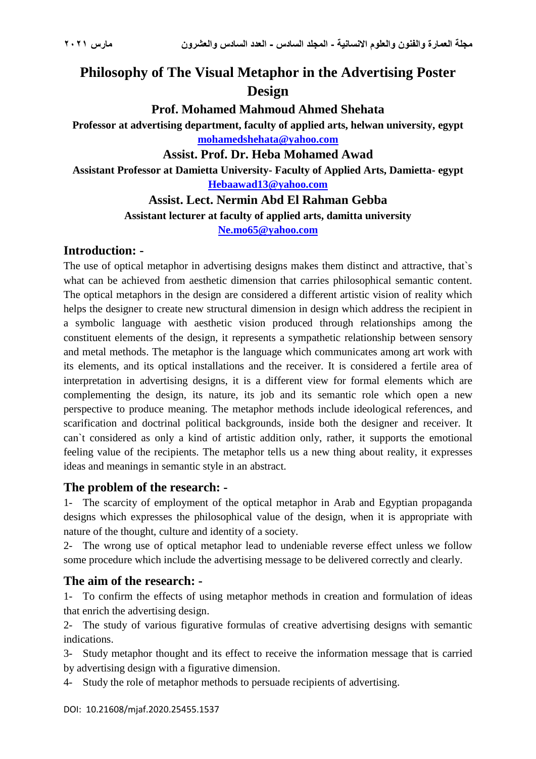# Philosophy of The Visual Metaphor in the Advertising Poster Design

**Prof. Mohamed Mahmoud Ahmed Shehata**

**Professor at advertising department, faculty of applied arts, helwan university, egypt**

**mohamedshehata@yahoo.com**

**Assist. Prof. Dr. Heba Mohamed Awad**

**Assistant Professor at Damietta University- Faculty of Applied Arts, Damietta- egypt**

**Hebaawad13@yahoo.com**

**Assist. Lect. Nermin Abd El Rahman Gebba**

**Assistant lecturer at faculty of applied arts, damitta university**

**Ne.mo65@yahoo.com**

## Introduction: -

The use of optical metaphor in advertising designs makes them distinct and attractive, that`s what can be achieved from aesthetic dimension that carries philosophical semantic content. The optical metaphors in the design are considered a different artistic vision of reality which helps the designer to create new structural dimension in design which address the recipient in a symbolic language with aesthetic vision produced through relationships among the constituent elements of the design, it represents a sympathetic relationship between sensory and metal methods. The metaphor is the language which communicates among art work with its elements, and its optical installations and the receiver. It is considered a fertile area of interpretation in advertising designs, it is a different view for formal elements which are complementing the design, its nature, its job and its semantic role which open a new perspective to produce meaning. The metaphor methods include ideological references, and scarification and doctrinal political backgrounds, inside both the designer and receiver. It can`t considered as only a kind of artistic addition only, rather, it supports the emotional feeling value of the recipients. The metaphor tells us a new thing about reality, it expresses ideas and meanings in semantic style in an abstract.

## The problem of the research: -

1- The scarcity of employment of the optical metaphor in Arab and Egyptian propaganda designs which expresses the philosophical value of the design, when it is appropriate with nature of the thought, culture and identity of a society.

2- The wrong use of optical metaphor lead to undeniable reverse effect unless we follow some procedure which include the advertising message to be delivered correctly and clearly.

## The aim of the research: -

1- To confirm the effects of using metaphor methods in creation and formulation of ideas that enrich the advertising design.

2- The study of various figurative formulas of creative advertising designs with semantic indications.

3- Study metaphor thought and its effect to receive the information message that is carried by advertising design with a figurative dimension.

4- Study the role of metaphor methods to persuade recipients of advertising.

DOI: 10.21608/mjaf.2020.25455.1537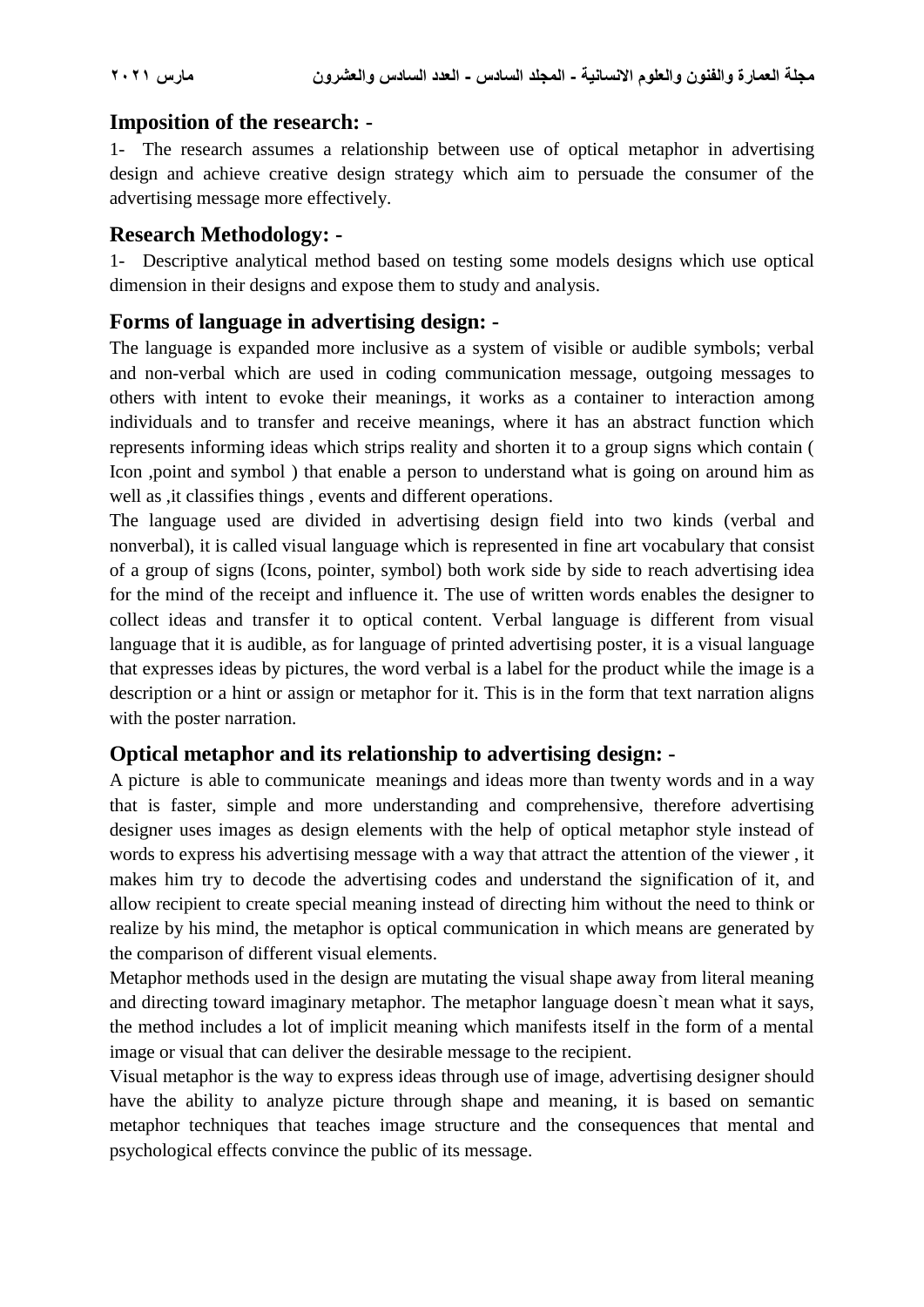## Imposition of the research: -

1- The research assumes a relationship between use of optical metaphor in advertising design and achieve creative design strategy which aim to persuade the consumer of the advertising message more effectively.

## Research Methodology: -

1- Descriptive analytical method based on testing some models designs which use optical dimension in their designs and expose them to study and analysis.

## Forms of language in advertising design: -

The language is expanded more inclusive as a system of visible or audible symbols; verbal and non-verbal which are used in coding communication message, outgoing messages to others with intent to evoke their meanings, it works as a container to interaction among individuals and to transfer and receive meanings, where it has an abstract function which represents informing ideas which strips reality and shorten it to a group signs which contain ( Icon ,point and symbol ) that enable a person to understand what is going on around him as well as ,it classifies things , events and different operations.

The language used are divided in advertising design field into two kinds (verbal and nonverbal), it is called visual language which is represented in fine art vocabulary that consist of a group of signs (Icons, pointer, symbol) both work side by side to reach advertising idea for the mind of the receipt and influence it. The use of written words enables the designer to collect ideas and transfer it to optical content. Verbal language is different from visual language that it is audible, as for language of printed advertising poster, it is a visual language that expresses ideas by pictures, the word verbal is a label for the product while the image is a description or a hint or assign or metaphor for it. This is in the form that text narration aligns with the poster narration.

## Optical metaphor and its relationship to advertising design: -

A picture is able to communicate meanings and ideas more than twenty words and in a way that is faster, simple and more understanding and comprehensive, therefore advertising designer uses images as design elements with the help of optical metaphor style instead of words to express his advertising message with a way that attract the attention of the viewer , it makes him try to decode the advertising codes and understand the signification of it, and allow recipient to create special meaning instead of directing him without the need to think or realize by his mind, the metaphor is optical communication in which means are generated by the comparison of different visual elements.

Metaphor methods used in the design are mutating the visual shape away from literal meaning and directing toward imaginary metaphor. The metaphor language doesn`t mean what it says, the method includes a lot of implicit meaning which manifests itself in the form of a mental image or visual that can deliver the desirable message to the recipient.

Visual metaphor is the way to express ideas through use of image, advertising designer should have the ability to analyze picture through shape and meaning, it is based on semantic metaphor techniques that teaches image structure and the consequences that mental and psychological effects convince the public of its message.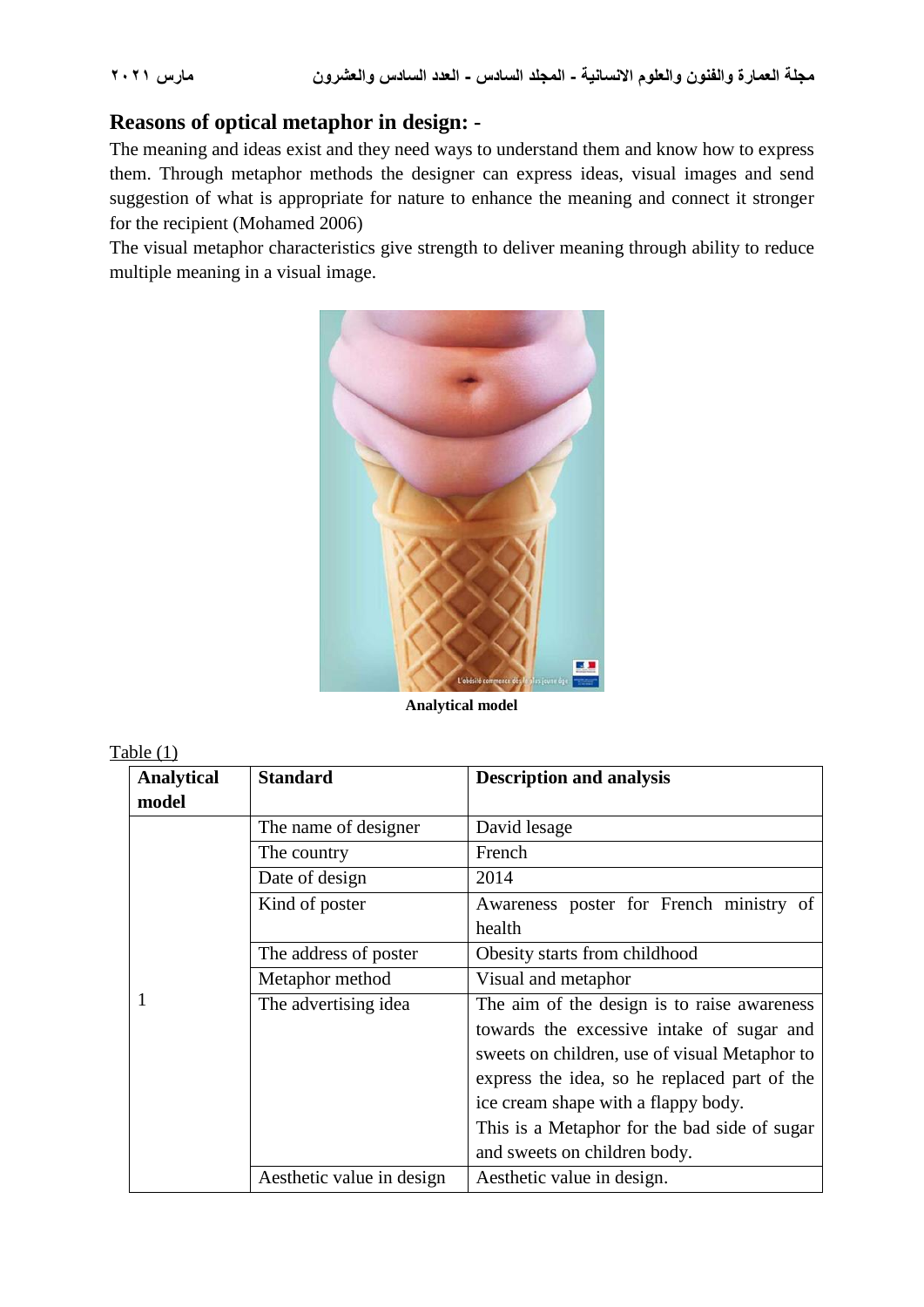## Reasons of optical metaphor in design: -

The meaning and ideas exist and they need ways to understand them and know how to express them. Through metaphor methods the designer can express ideas, visual images and send suggestion of what is appropriate for nature to enhance the meaning and connect it stronger for the recipient (Mohamed 2006)

The visual metaphor characteristics give strength to deliver meaning through ability to reduce multiple meaning in a visual image.

**Analytical model**

Table (1)

| Analytical model | Standard | Description and analysis |
|---|---|---|
| 1 | The name of designer | David lesage |
| | The country | French |
| | Date of design | 2014 |
| | Kind of poster | Awareness poster for French ministry of health |
| | The address of poster | Obesity starts from childhood |
| | Metaphor method | Visual and metaphor |
| | The advertising idea | The aim of the design is to raise awareness towards the excessive intake of sugar and sweets on children, use of visual Metaphor to express the idea, so he replaced part of the ice cream shape with a flappy body. This is a Metaphor for the bad side of sugar and sweets on children body. |
| | Aesthetic value in design | Aesthetic value in design. |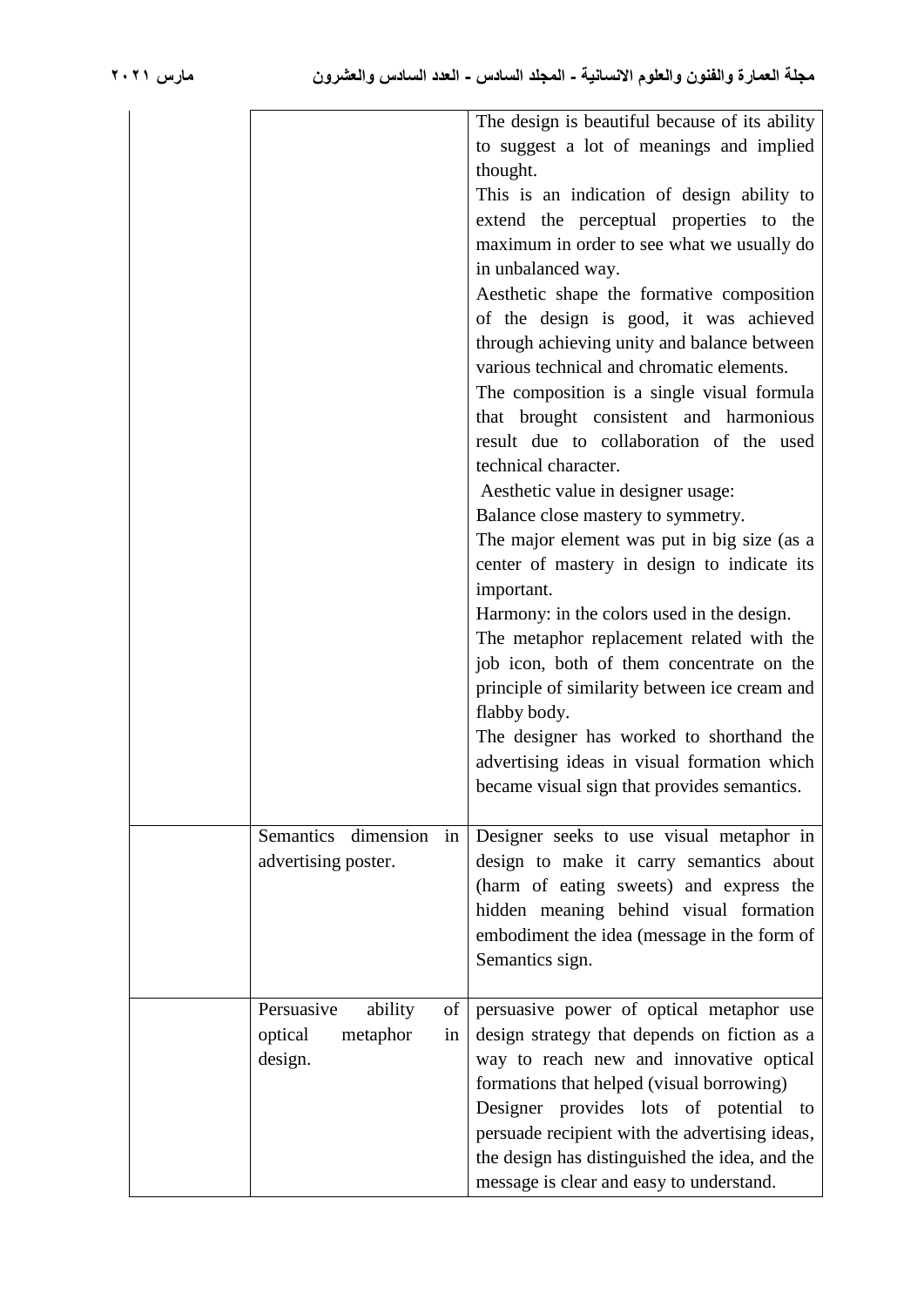| | | |
|---|---|---|
| | | The design is beautiful because of its ability to suggest a lot of meanings and implied thought.<br>This is an indication of design ability to extend the perceptual properties to the maximum in order to see what we usually do in unbalanced way.<br>Aesthetic shape the formative composition of the design is good, it was achieved through achieving unity and balance between various technical and chromatic elements.<br>The composition is a single visual formula that brought consistent and harmonious result due to collaboration of the used technical character.<br>Aesthetic value in designer usage:<br>Balance close mastery to symmetry.<br>The major element was put in big size (as a center of mastery in design to indicate its important.<br>Harmony: in the colors used in the design.<br>The metaphor replacement related with the job icon, both of them concentrate on the principle of similarity between ice cream and flabby body.<br>The designer has worked to shorthand the advertising ideas in visual formation which became visual sign that provides semantics. |
| | Semantics dimension in advertising poster. | Designer seeks to use visual metaphor in design to make it carry semantics about (harm of eating sweets) and express the hidden meaning behind visual formation embodiment the idea (message in the form of Semantics sign. |
| | Persuasive ability of optical metaphor in design. | persuasive power of optical metaphor use design strategy that depends on fiction as a way to reach new and innovative optical formations that helped (visual borrowing)<br>Designer provides lots of potential to persuade recipient with the advertising ideas, the design has distinguished the idea, and the message is clear and easy to understand. |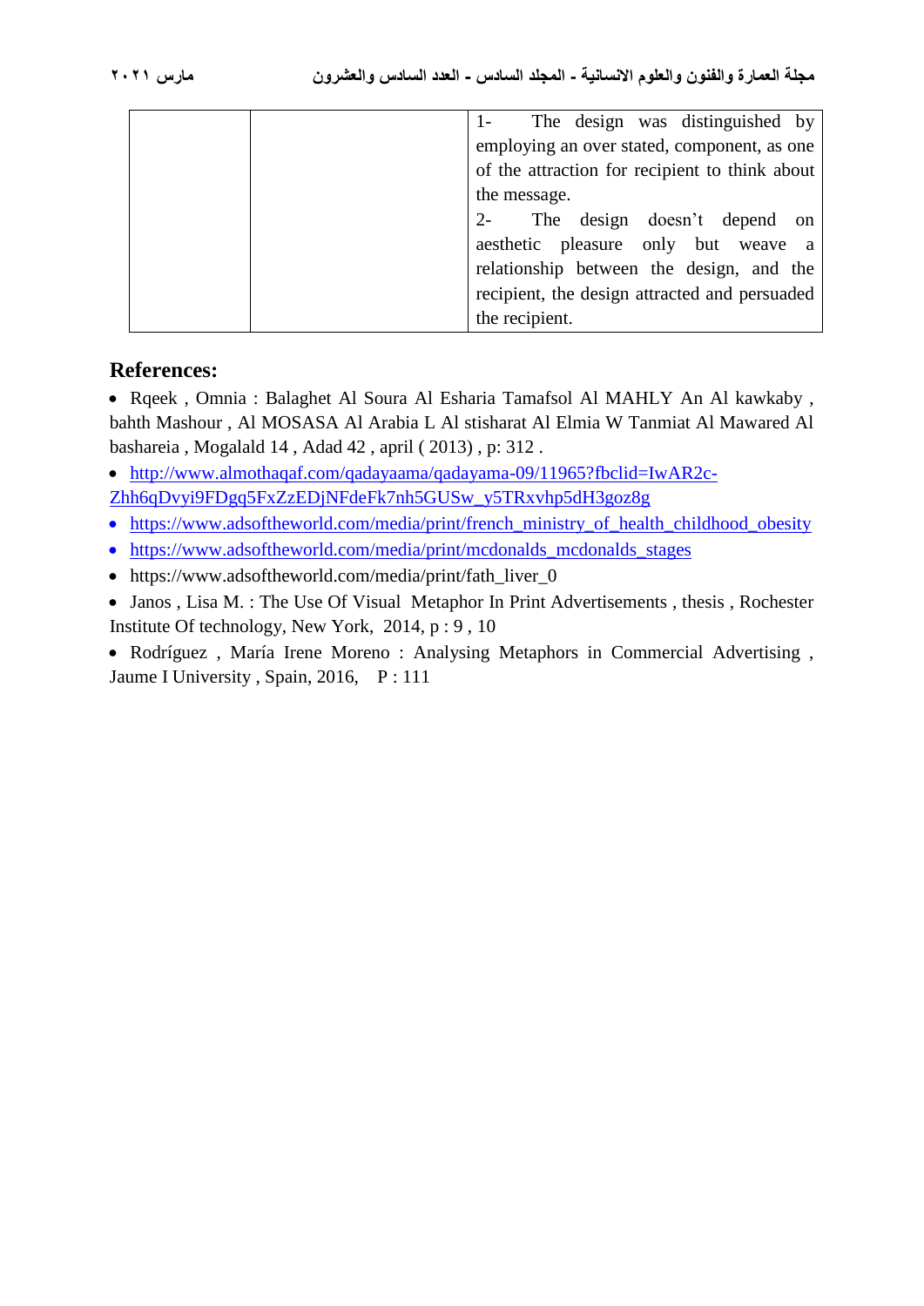| | | |
|---|---|---|
| | | 1- The design was distinguished by employing an over stated, component, as one of the attraction for recipient to think about the message.<br>2- The design doesn't depend on aesthetic pleasure only but weave a relationship between the design, and the recipient, the design attracted and persuaded the recipient. |

## References:

- Rqeek , Omnia : Balaghet Al Soura Al Esharia Tamafsol Al MAHLY An Al kawkaby , bahth Mashour , Al MOSASA Al Arabia L Al stisharat Al Elmia W Tanmiat Al Mawared Al bashareia , Mogalald 14 , Adad 42 , april ( 2013) , p: 312 .
- http://www.almothaqaf.com/qadayaama/qadayama-09/11965?fbclid=IwAR2c-Zhh6qDvyi9FDgq5FxZzEDjNFdeFk7nh5GUSw_y5TRxvhp5dH3goz8g
- https://www.adsoftheworld.com/media/print/french_ministry_of_health_childhood_obesity
- https://www.adsoftheworld.com/media/print/mcdonalds_mcdonalds_stages
- https://www.adsoftheworld.com/media/print/fath_liver_0
- Janos , Lisa M. : The Use Of Visual Metaphor In Print Advertisements , thesis , Rochester Institute Of technology, New York, 2014, p : 9 , 10
- Rodríguez , María Irene Moreno : Analysing Metaphors in Commercial Advertising , Jaume I University , Spain, 2016, P : 111